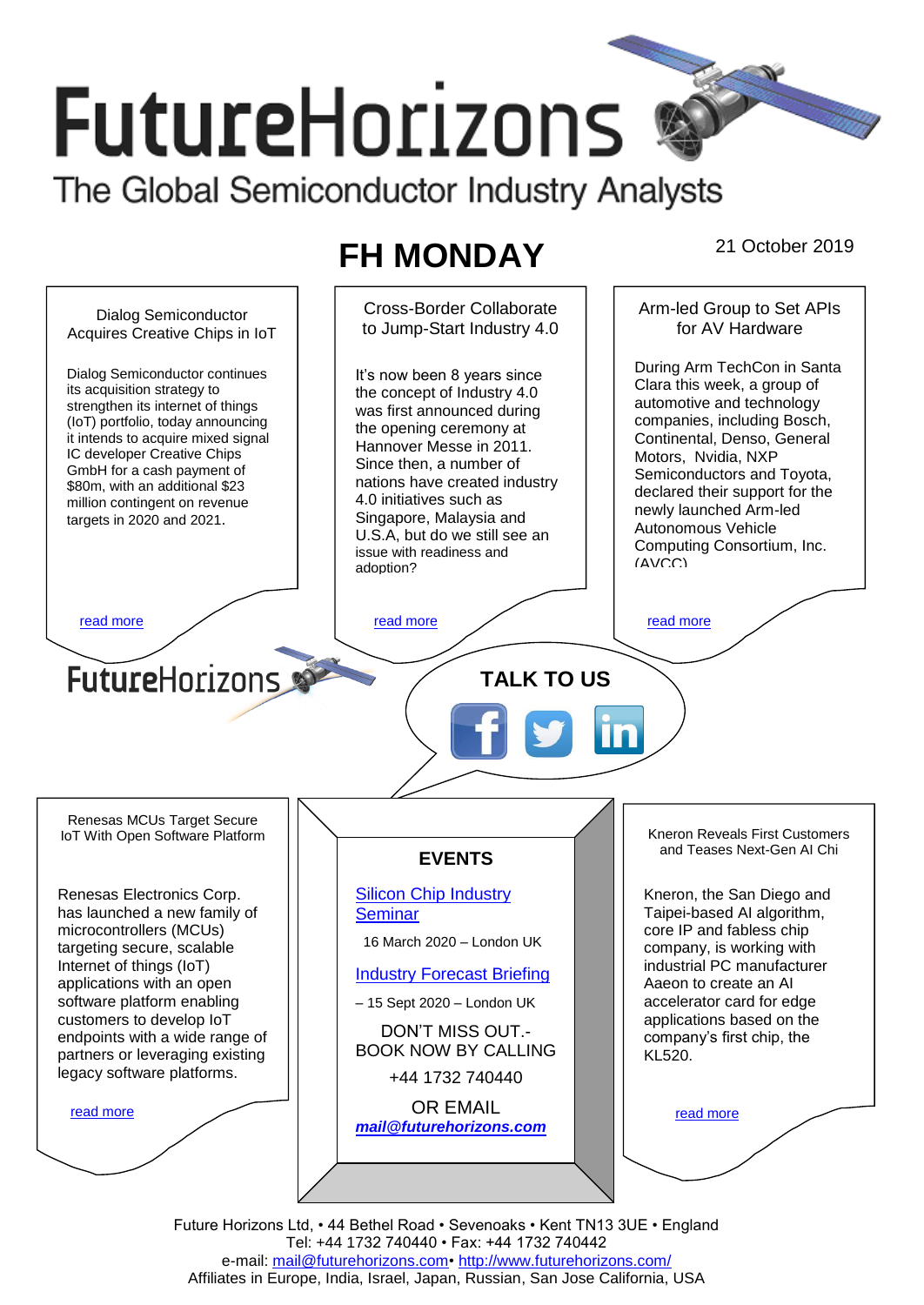# FutureHorizons

The Global Semiconductor Industry Analysts

## FH MONDAY

21 October 2019

### Dialog Semiconductor Acquires Creative Chips in IoT

Dialog Semiconductor continues its acquisition strategy to strengthen its internet of things (IoT) portfolio, today announcing it intends to acquire mixed signal IC developer Creative Chips GmbH for a cash payment of $80m, with an additional $23 million contingent on revenue targets in 2020 and 2021.

read more

### Cross-Border Collaborate to Jump-Start Industry 4.0

It's now been 8 years since the concept of Industry 4.0 was first announced during the opening ceremony at Hannover Messe in 2011. Since then, a number of nations have created industry 4.0 initiatives such as Singapore, Malaysia and U.S.A, but do we still see an issue with readiness and adoption?

read more

### Arm-led Group to Set APIs for AV Hardware

During Arm TechCon in Santa Clara this week, a group of automotive and technology companies, including Bosch, Continental, Denso, General Motors, Nvidia, NXP Semiconductors and Toyota, declared their support for the newly launched Arm-led Autonomous Vehicle Computing Consortium, Inc. (AVCC).

read more

FutureHorizons

**TALK TO US**

### Renesas MCUs Target Secure IoT With Open Software Platform

Renesas Electronics Corp. has launched a new family of microcontrollers (MCUs) targeting secure, scalable Internet of things (IoT) applications with an open software platform enabling customers to develop IoT endpoints with a wide range of partners or leveraging existing legacy software platforms.

read more

### EVENTS

Silicon Chip Industry Seminar

16 March 2020 – London UK

Industry Forecast Briefing

– 15 Sept 2020 – London UK

DON'T MISS OUT.- BOOK NOW BY CALLING

+44 1732 740440

OR EMAIL

***mail@futurehorizons.com***

### Kneron Reveals First Customers and Teases Next-Gen AI Chi

Kneron, the San Diego and Taipei-based AI algorithm, core IP and fabless chip company, is working with industrial PC manufacturer Aaeon to create an AI accelerator card for edge applications based on the company's first chip, the KL520.

read more

Future Horizons Ltd, • 44 Bethel Road • Sevenoaks • Kent TN13 3UE • England
Tel: +44 1732 740440 • Fax: +44 1732 740442
e-mail: mail@futurehorizons.com• http://www.futurehorizons.com/
Affiliates in Europe, India, Israel, Japan, Russian, San Jose California, USA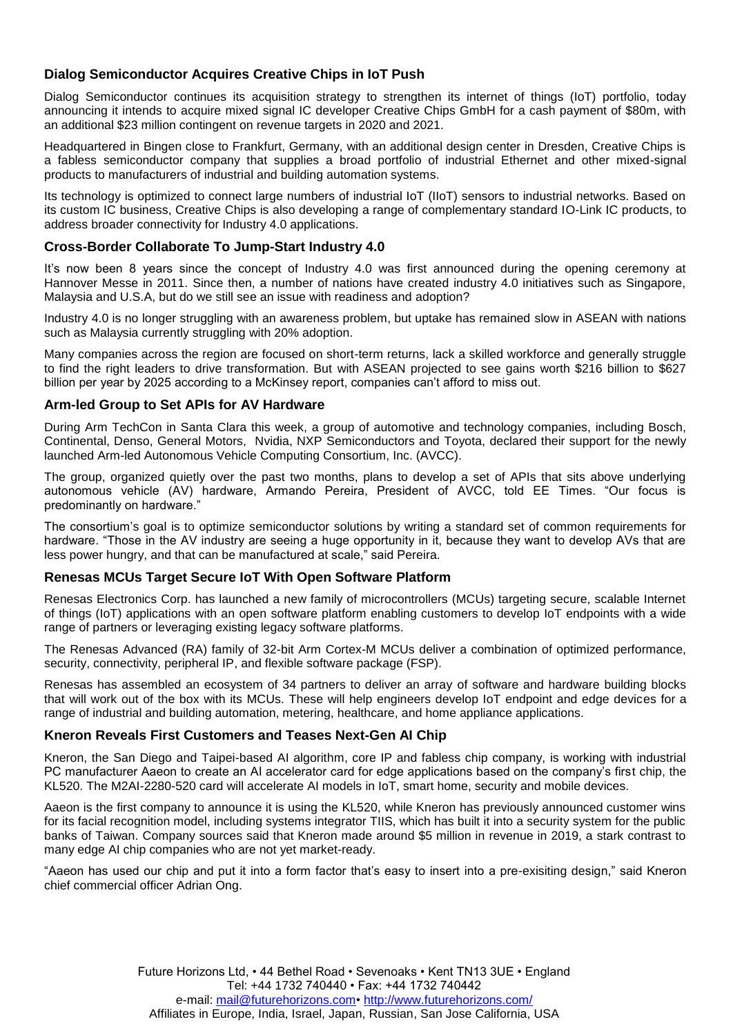## Dialog Semiconductor Acquires Creative Chips in IoT Push

Dialog Semiconductor continues its acquisition strategy to strengthen its internet of things (IoT) portfolio, today announcing it intends to acquire mixed signal IC developer Creative Chips GmbH for a cash payment of $80m, with an additional $23 million contingent on revenue targets in 2020 and 2021.

Headquartered in Bingen close to Frankfurt, Germany, with an additional design center in Dresden, Creative Chips is a fabless semiconductor company that supplies a broad portfolio of industrial Ethernet and other mixed-signal products to manufacturers of industrial and building automation systems.

Its technology is optimized to connect large numbers of industrial IoT (IIoT) sensors to industrial networks. Based on its custom IC business, Creative Chips is also developing a range of complementary standard IO-Link IC products, to address broader connectivity for Industry 4.0 applications.

## Cross-Border Collaborate To Jump-Start Industry 4.0

It's now been 8 years since the concept of Industry 4.0 was first announced during the opening ceremony at Hannover Messe in 2011. Since then, a number of nations have created industry 4.0 initiatives such as Singapore, Malaysia and U.S.A, but do we still see an issue with readiness and adoption?

Industry 4.0 is no longer struggling with an awareness problem, but uptake has remained slow in ASEAN with nations such as Malaysia currently struggling with 20% adoption.

Many companies across the region are focused on short-term returns, lack a skilled workforce and generally struggle to find the right leaders to drive transformation. But with ASEAN projected to see gains worth $216 billion to $627 billion per year by 2025 according to a McKinsey report, companies can't afford to miss out.

## Arm-led Group to Set APIs for AV Hardware

During Arm TechCon in Santa Clara this week, a group of automotive and technology companies, including Bosch, Continental, Denso, General Motors, Nvidia, NXP Semiconductors and Toyota, declared their support for the newly launched Arm-led Autonomous Vehicle Computing Consortium, Inc. (AVCC).

The group, organized quietly over the past two months, plans to develop a set of APIs that sits above underlying autonomous vehicle (AV) hardware, Armando Pereira, President of AVCC, told EE Times. "Our focus is predominantly on hardware."

The consortium's goal is to optimize semiconductor solutions by writing a standard set of common requirements for hardware. "Those in the AV industry are seeing a huge opportunity in it, because they want to develop AVs that are less power hungry, and that can be manufactured at scale," said Pereira.

## Renesas MCUs Target Secure IoT With Open Software Platform

Renesas Electronics Corp. has launched a new family of microcontrollers (MCUs) targeting secure, scalable Internet of things (IoT) applications with an open software platform enabling customers to develop IoT endpoints with a wide range of partners or leveraging existing legacy software platforms.

The Renesas Advanced (RA) family of 32-bit Arm Cortex-M MCUs deliver a combination of optimized performance, security, connectivity, peripheral IP, and flexible software package (FSP).

Renesas has assembled an ecosystem of 34 partners to deliver an array of software and hardware building blocks that will work out of the box with its MCUs. These will help engineers develop IoT endpoint and edge devices for a range of industrial and building automation, metering, healthcare, and home appliance applications.

## Kneron Reveals First Customers and Teases Next-Gen AI Chip

Kneron, the San Diego and Taipei-based AI algorithm, core IP and fabless chip company, is working with industrial PC manufacturer Aaeon to create an AI accelerator card for edge applications based on the company's first chip, the KL520. The M2AI-2280-520 card will accelerate AI models in IoT, smart home, security and mobile devices.

Aaeon is the first company to announce it is using the KL520, while Kneron has previously announced customer wins for its facial recognition model, including systems integrator TIIS, which has built it into a security system for the public banks of Taiwan. Company sources said that Kneron made around $5 million in revenue in 2019, a stark contrast to many edge AI chip companies who are not yet market-ready.

"Aaeon has used our chip and put it into a form factor that's easy to insert into a pre-exisiting design," said Kneron chief commercial officer Adrian Ong.